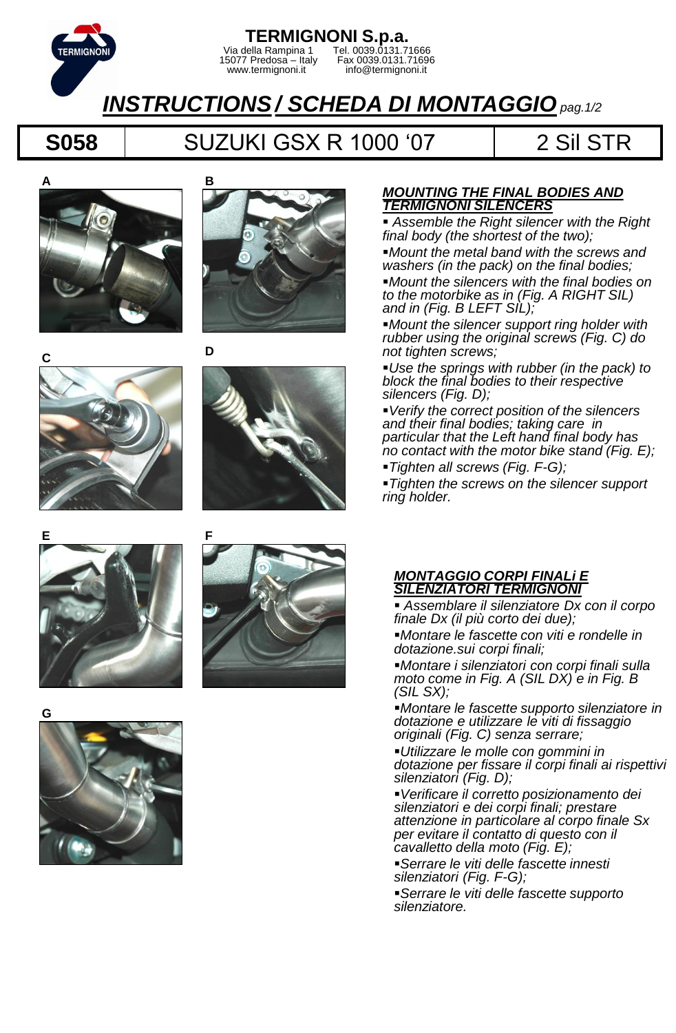# TERMIGNONI S.p.a.

Via della Rampina 1
15077 Predosa – Italy
www.termignoni.it

Tel. 0039.0131.71666
Fax 0039.0131.71696
info@termignoni.it

## *INSTRUCTIONS / SCHEDA DI MONTAGGIO* *pag.1/2*

| S058 | SUZUKI GSX R 1000 '07 | 2 Sil STR |
|---|---|---|

A

B

C

D

E

F

G

### *MOUNTING THE FINAL BODIES AND TERMIGNONI SILENCERS*

- *Assemble the Right silencer with the Right final body (the shortest of the two);*
- *Mount the metal band with the screws and washers (in the pack) on the final bodies;*
- *Mount the silencers with the final bodies on to the motorbike as in (Fig. A RIGHT SIL) and in (Fig. B LEFT SIL);*
- *Mount the silencer support ring holder with rubber using the original screws (Fig. C) do not tighten screws;*
- *Use the springs with rubber (in the pack) to block the final bodies to their respective silencers (Fig. D);*
- *Verify the correct position of the silencers and their final bodies; taking care in particular that the Left hand final body has no contact with the motor bike stand (Fig. E);*
- *Tighten all screws (Fig. F-G);*
- *Tighten the screws on the silencer support ring holder.*

### *MONTAGGIO CORPI FINALi E SILENZIATORI TERMIGNONI*

- *Assemblare il silenziatore Dx con il corpo finale Dx (il più corto dei due);*
- *Montare le fascette con viti e rondelle in dotazione.sui corpi finali;*
- *Montare i silenziatori con corpi finali sulla moto come in Fig. A (SIL DX) e in Fig. B (SIL SX);*
- *Montare le fascette supporto silenziatore in dotazione e utilizzare le viti di fissaggio originali (Fig. C) senza serrare;*
- *Utilizzare le molle con gommini in dotazione per fissare il corpi finali ai rispettivi silenziatori (Fig. D);*
- *Verificare il corretto posizionamento dei silenziatori e dei corpi finali; prestare attenzione in particolare al corpo finale Sx per evitare il contatto di questo con il cavalletto della moto (Fig. E);*
- *Serrare le viti delle fascette innesti silenziatori (Fig. F-G);*
- *Serrare le viti delle fascette supporto silenziatore.*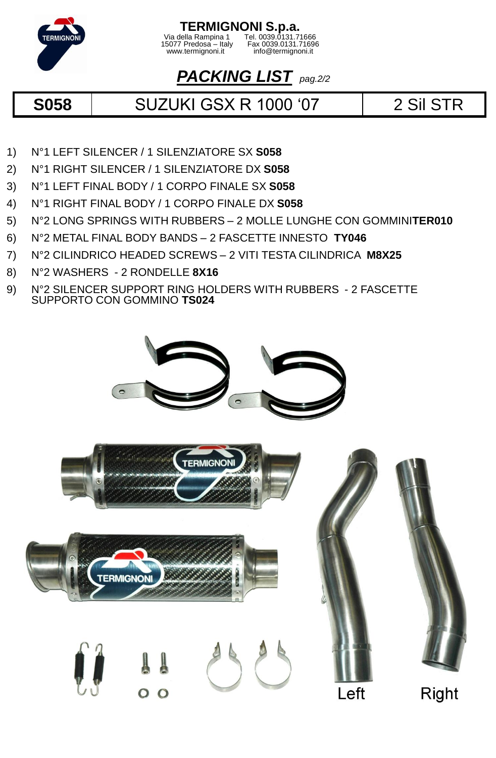**TERMIGNONI S.p.a.**
Via della Rampina 1 Tel. 0039.0131.71666
15077 Predosa – Italy Fax 0039.0131.71696
www.termignoni.it info@termignoni.it

# *PACKING LIST*

| | | |
|---|---|---|
| **S058** | SUZUKI GSX R 1000 '07 | 2 Sil STR |

1) N°1 LEFT SILENCER / 1 SILENZIATORE SX **S058**
2) N°1 RIGHT SILENCER / 1 SILENZIATORE DX **S058**
3) N°1 LEFT FINAL BODY / 1 CORPO FINALE SX **S058**
4) N°1 RIGHT FINAL BODY / 1 CORPO FINALE DX **S058**
5) N°2 LONG SPRINGS WITH RUBBERS – 2 MOLLE LUNGHE CON GOMMINI**TER010**
6) N°2 METAL FINAL BODY BANDS – 2 FASCETTE INNESTO **TY046**
7) N°2 CILINDRICO HEADED SCREWS – 2 VITI TESTA CILINDRICA **M8X25**
8) N°2 WASHERS - 2 RONDELLE **8X16**
9) N°2 SILENCER SUPPORT RING HOLDERS WITH RUBBERS - 2 FASCETTE SUPPORTO CON GOMMINO **TS024**

Left Right